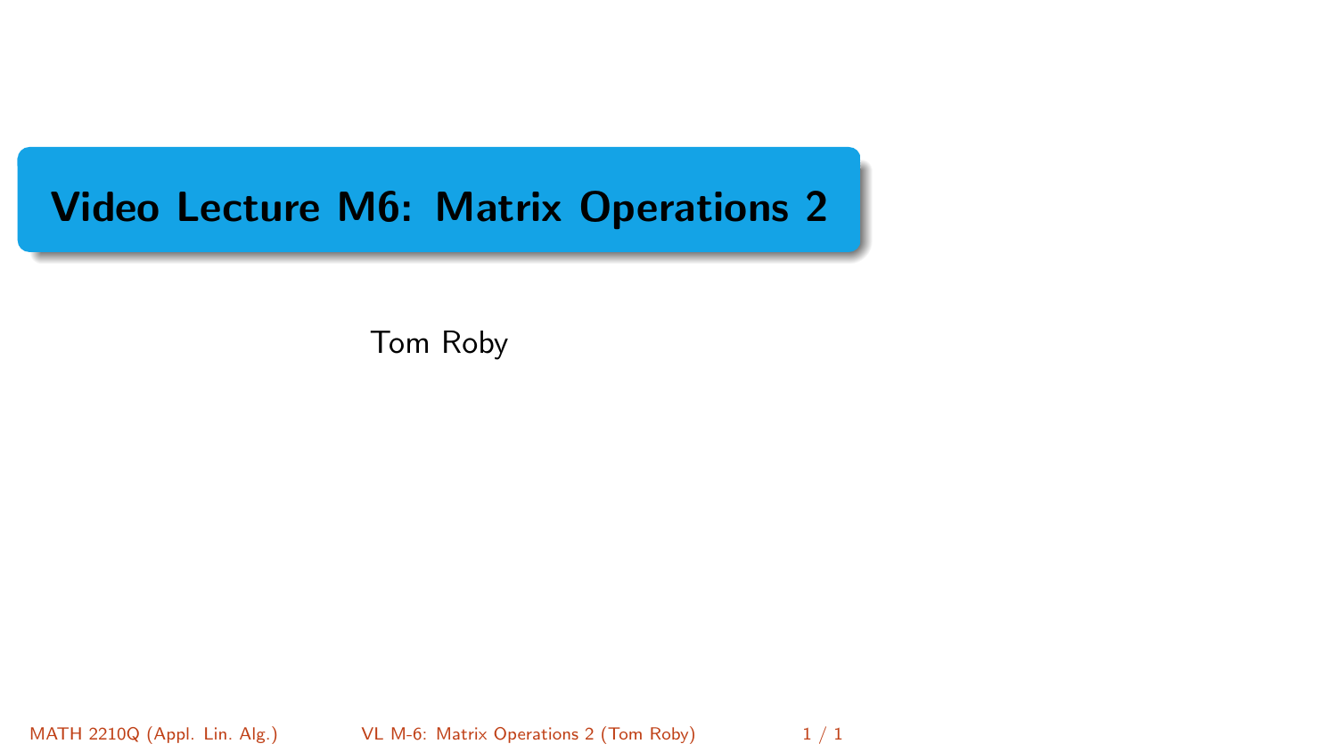# Video Lecture M6: Matrix Operations 2

Tom Roby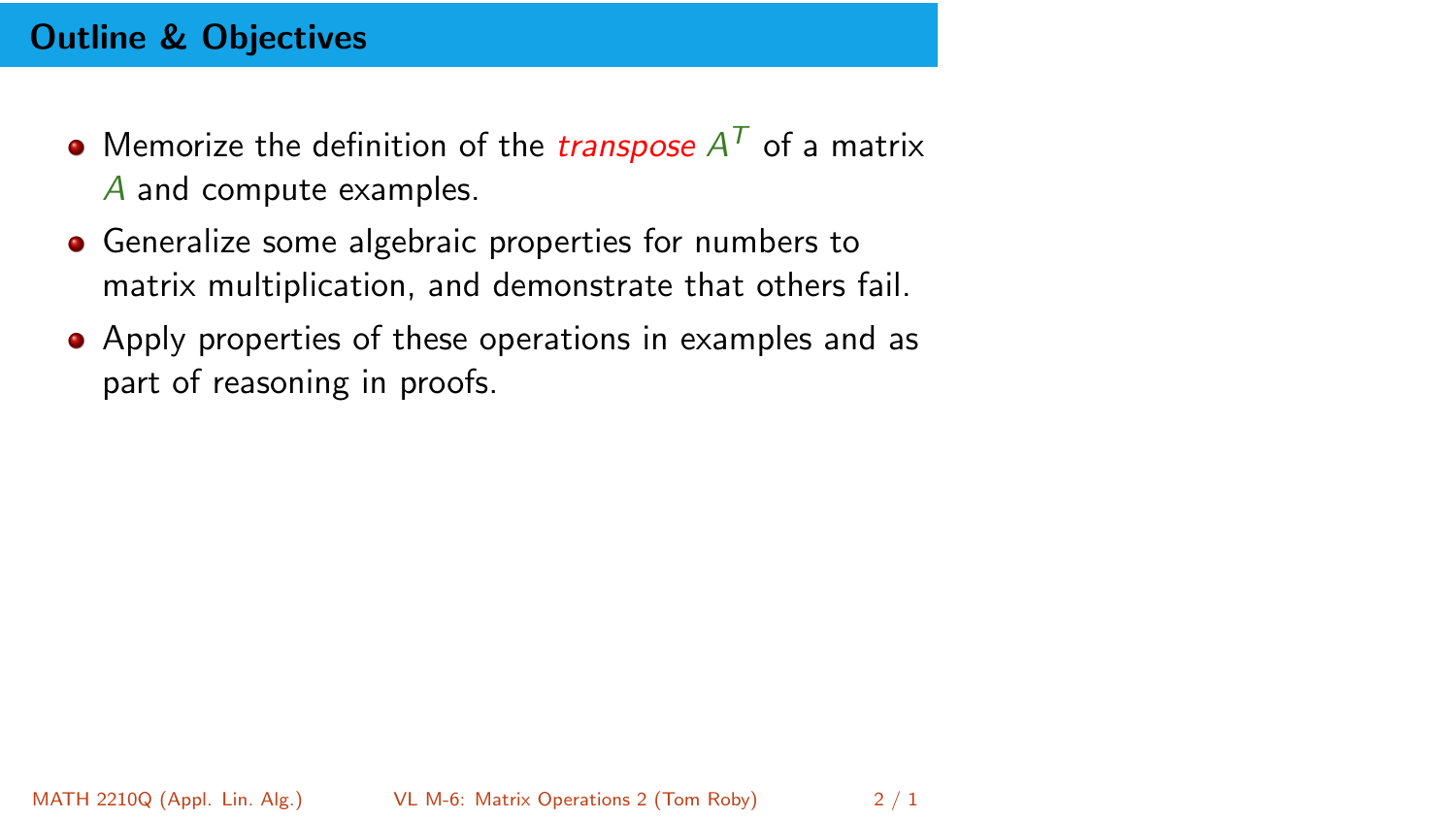## Outline & Objectives

- Memorize the definition of the *transpose* $A^T$ of a matrix $A$ and compute examples.
- Generalize some algebraic properties for numbers to matrix multiplication, and demonstrate that others fail.
- Apply properties of these operations in examples and as part of reasoning in proofs.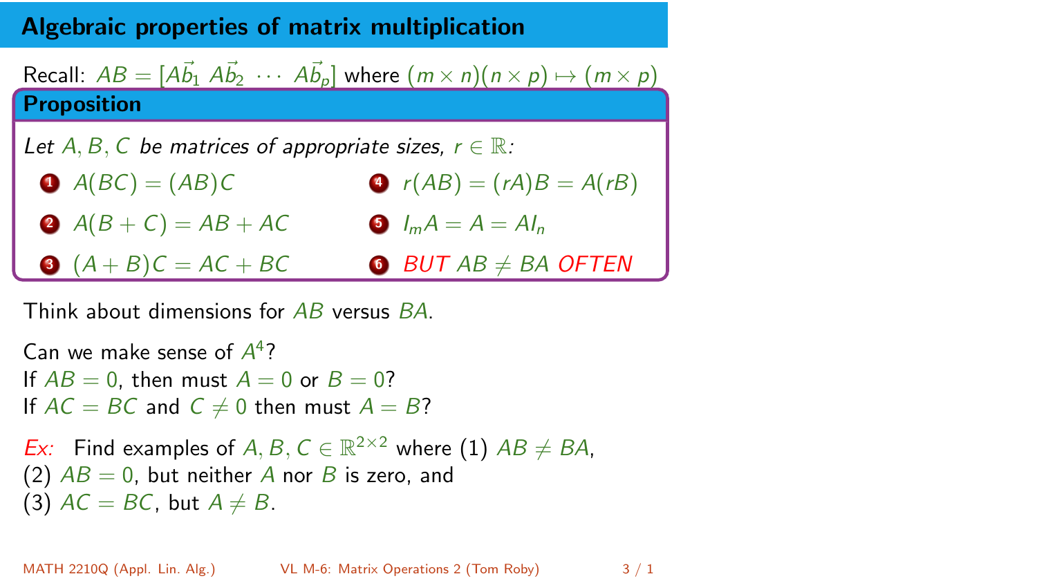## Algebraic properties of matrix multiplication

Recall: $AB = [A\vec{b}_1 \ A\vec{b}_2 \ \cdots \ A\vec{b}_p]$ where $(m \times n)(n \times p) \mapsto (m \times p)$

**Proposition**

*Let $A, B, C$ be matrices of appropriate sizes, $r \in \mathbb{R}$:*

1. $A(BC) = (AB)C$
2. $A(B + C) = AB + AC$
3. $(A + B)C = AC + BC$
4. $r(AB) = (rA)B = A(rB)$
5. $I_m A = A = A I_n$
6. *BUT $AB \neq BA$ OFTEN*

Think about dimensions for $AB$ versus $BA$.

Can we make sense of $A^4$?
If $AB = 0$, then must $A = 0$ or $B = 0$?
If $AC = BC$ and $C \neq 0$ then must $A = B$?

*Ex:* Find examples of $A, B, C \in \mathbb{R}^{2\times 2}$ where (1) $AB \neq BA$,
(2) $AB = 0$, but neither $A$ nor $B$ is zero, and
(3) $AC = BC$, but $A \neq B$.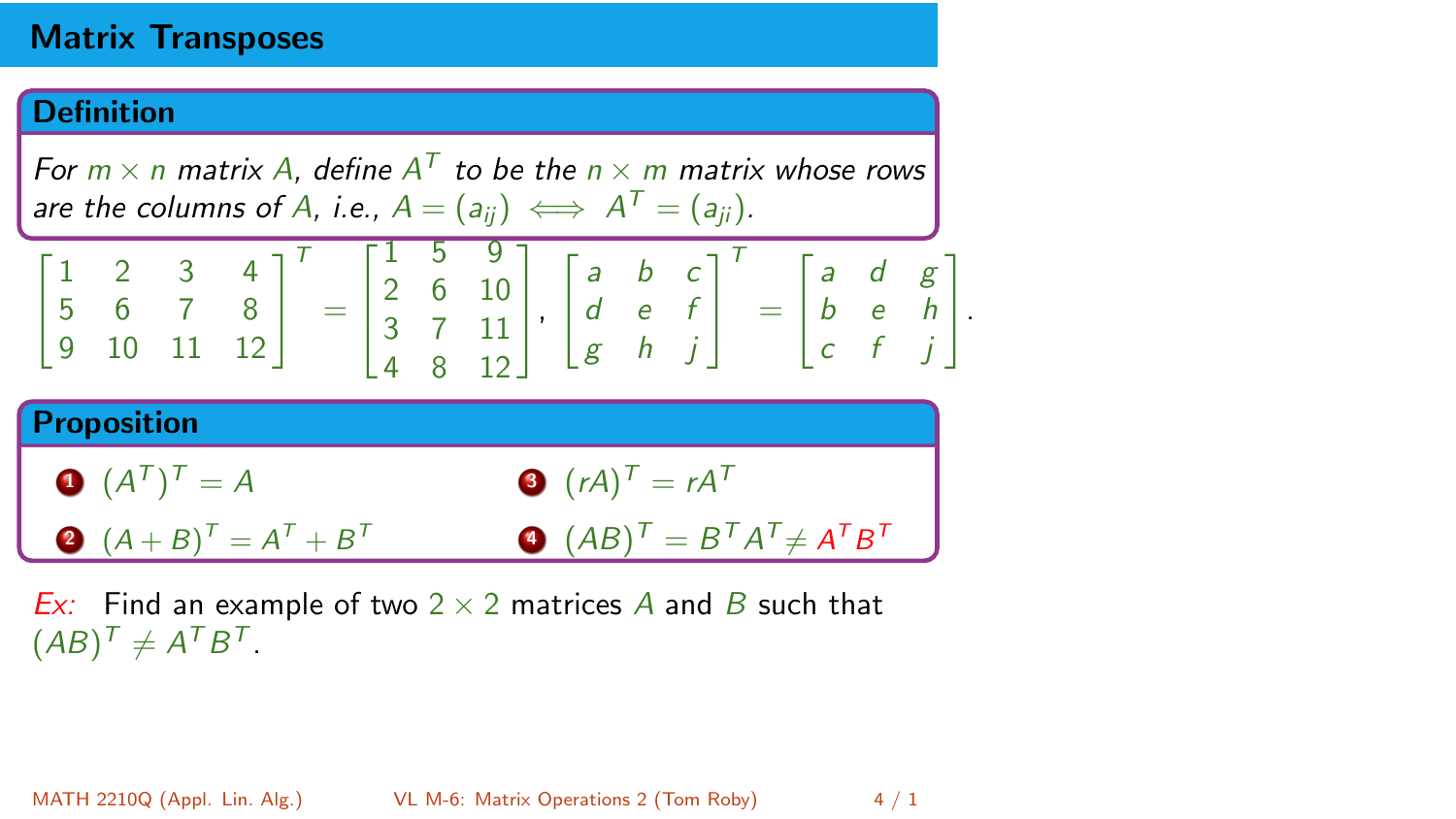# Matrix Transposes

## Definition

*For $m \times n$ matrix $A$, define $A^T$ to be the $n \times m$ matrix whose rows are the columns of $A$, i.e., $A = (a_{ij}) \iff A^T = (a_{ji})$.*

$$\begin{bmatrix} 1 & 2 & 3 & 4 \\ 5 & 6 & 7 & 8 \\ 9 & 10 & 11 & 12 \end{bmatrix}^T = \begin{bmatrix} 1 & 5 & 9 \\ 2 & 6 & 10 \\ 3 & 7 & 11 \\ 4 & 8 & 12 \end{bmatrix}, \quad \begin{bmatrix} a & b & c \\ d & e & f \\ g & h & j \end{bmatrix}^T = \begin{bmatrix} a & d & g \\ b & e & h \\ c & f & j \end{bmatrix}.$$

## Proposition

1. $(A^T)^T = A$
2. $(A+B)^T = A^T + B^T$
3. $(rA)^T = rA^T$
4. $(AB)^T = B^T A^T \neq A^T B^T$

*Ex:* Find an example of two $2 \times 2$ matrices $A$ and $B$ such that $(AB)^T \neq A^T B^T$.